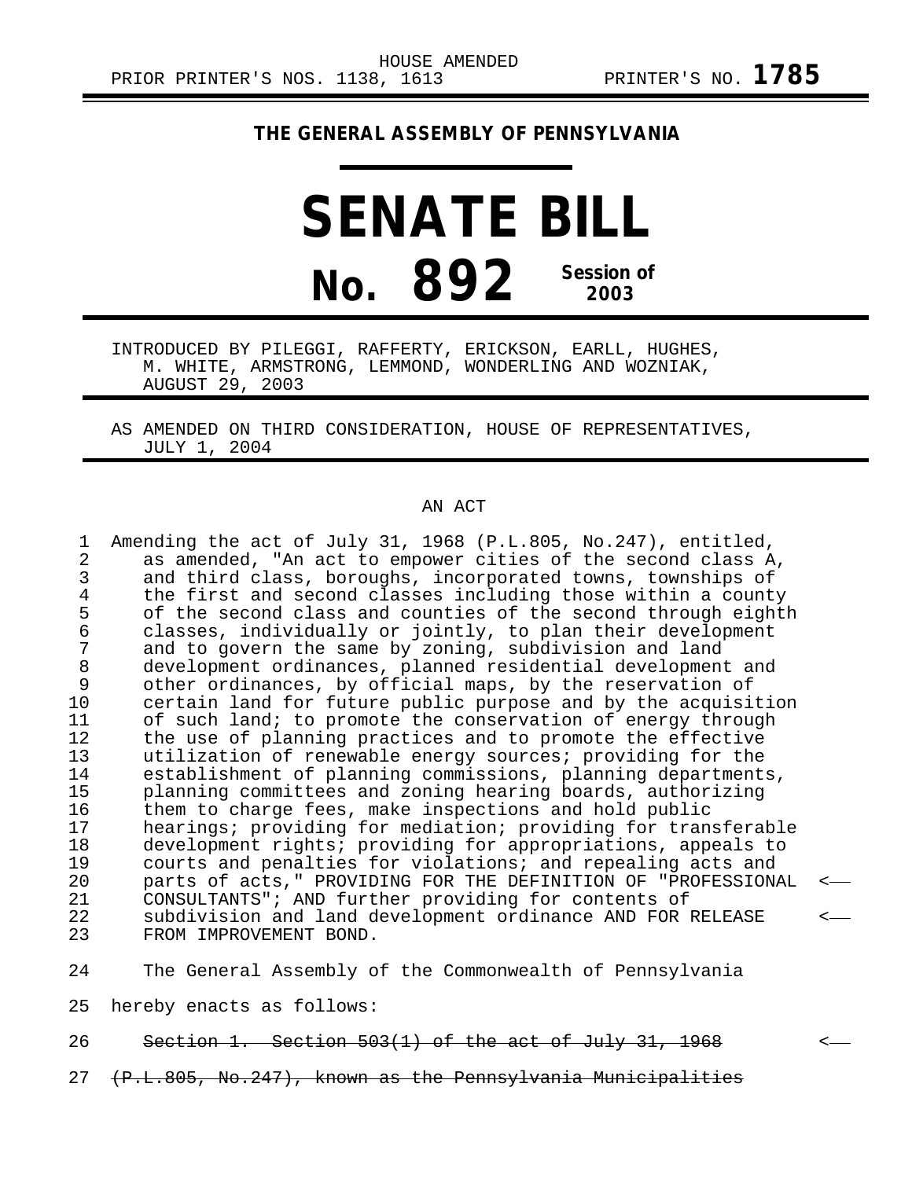HOUSE AMENDED

PRIOR PRINTER'S NOS. 1138, 1613 PRINTER'S NO. **1785**

**THE GENERAL ASSEMBLY OF PENNSYLVANIA**

# SENATE BILL

# No. 892 Session of 2003

INTRODUCED BY PILEGGI, RAFFERTY, ERICKSON, EARLL, HUGHES, M. WHITE, ARMSTRONG, LEMMOND, WONDERLING AND WOZNIAK, AUGUST 29, 2003

AS AMENDED ON THIRD CONSIDERATION, HOUSE OF REPRESENTATIVES, JULY 1, 2004

AN ACT

1 Amending the act of July 31, 1968 (P.L.805, No.247), entitled,
2 as amended, "An act to empower cities of the second class A,
3 and third class, boroughs, incorporated towns, townships of
4 the first and second classes including those within a county
5 of the second class and counties of the second through eighth
6 classes, individually or jointly, to plan their development
7 and to govern the same by zoning, subdivision and land
8 development ordinances, planned residential development and
9 other ordinances, by official maps, by the reservation of
10 certain land for future public purpose and by the acquisition
11 of such land; to promote the conservation of energy through
12 the use of planning practices and to promote the effective
13 utilization of renewable energy sources; providing for the
14 establishment of planning commissions, planning departments,
15 planning committees and zoning hearing boards, authorizing
16 them to charge fees, make inspections and hold public
17 hearings; providing for mediation; providing for transferable
18 development rights; providing for appropriations, appeals to
19 courts and penalties for violations; and repealing acts and
20 parts of acts," PROVIDING FOR THE DEFINITION OF "PROFESSIONAL <—
21 CONSULTANTS"; AND further providing for contents of
22 subdivision and land development ordinance AND FOR RELEASE <—
23 FROM IMPROVEMENT BOND.

24 The General Assembly of the Commonwealth of Pennsylvania
25 hereby enacts as follows:

26 ~~Section 1. Section 503(1) of the act of July 31, 1968~~ <—
27 ~~(P.L.805, No.247), known as the Pennsylvania Municipalities~~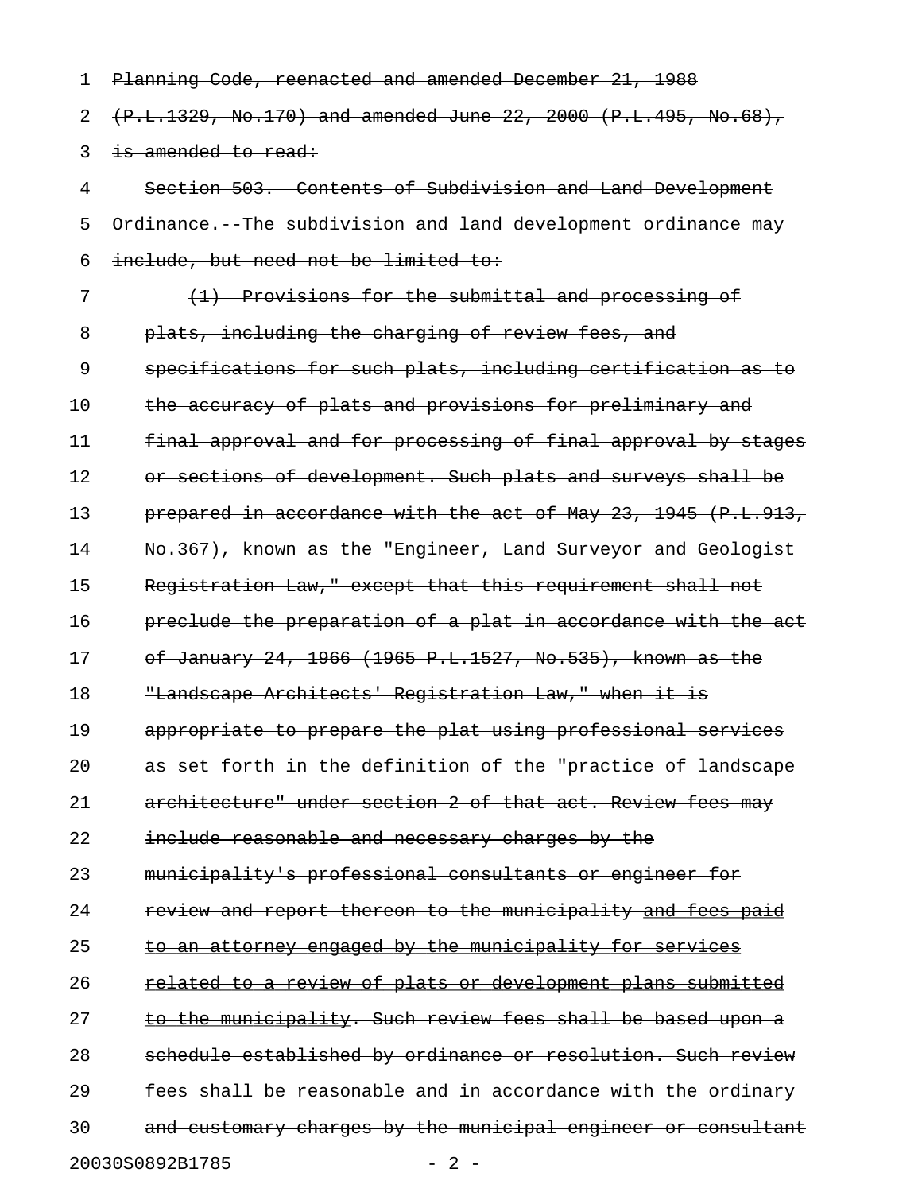Planning Code, reenacted and amended December 21, 1988 (P.L.1329, No.170) and amended June 22, 2000 (P.L.495, No.68), is amended to read:

Section 503. Contents of Subdivision and Land Development Ordinance.--The subdivision and land development ordinance may include, but need not be limited to:

(1) Provisions for the submittal and processing of plats, including the charging of review fees, and specifications for such plats, including certification as to the accuracy of plats and provisions for preliminary and final approval and for processing of final approval by stages or sections of development. Such plats and surveys shall be prepared in accordance with the act of May 23, 1945 (P.L.913, No.367), known as the "Engineer, Land Surveyor and Geologist Registration Law," except that this requirement shall not preclude the preparation of a plat in accordance with the act of January 24, 1966 (1965 P.L.1527, No.535), known as the "Landscape Architects' Registration Law," when it is appropriate to prepare the plat using professional services as set forth in the definition of the "practice of landscape architecture" under section 2 of that act. Review fees may include reasonable and necessary charges by the municipality's professional consultants or engineer for review and report thereon to the municipality and fees paid to an attorney engaged by the municipality for services related to a review of plats or development plans submitted to the municipality. Such review fees shall be based upon a schedule established by ordinance or resolution. Such review fees shall be reasonable and in accordance with the ordinary and customary charges by the municipal engineer or consultant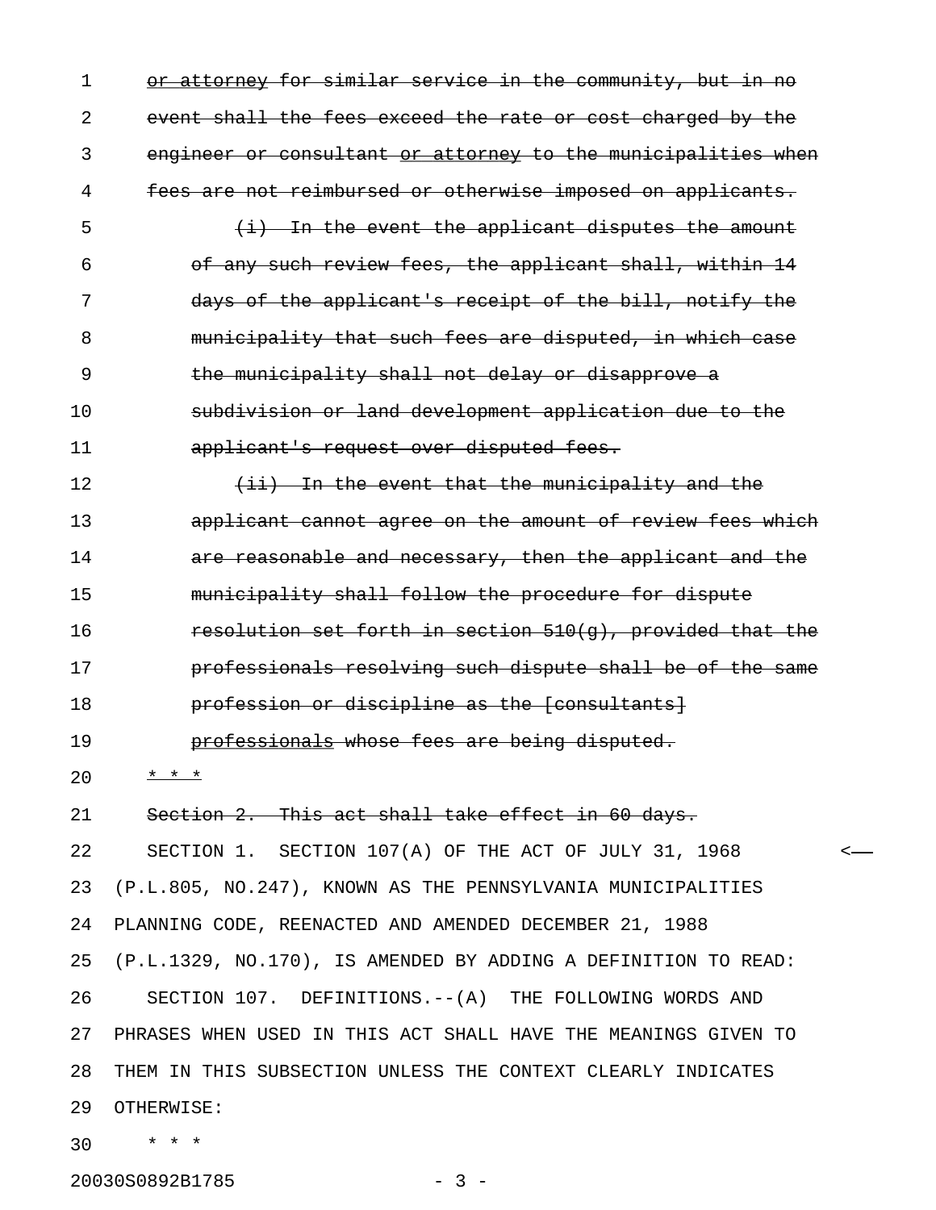or attorney for similar service in the community, but in no event shall the fees exceed the rate or cost charged by the engineer or consultant or attorney to the municipalities when fees are not reimbursed or otherwise imposed on applicants.

(i) In the event the applicant disputes the amount of any such review fees, the applicant shall, within 14 days of the applicant's receipt of the bill, notify the municipality that such fees are disputed, in which case the municipality shall not delay or disapprove a subdivision or land development application due to the applicant's request over disputed fees.

(ii) In the event that the municipality and the applicant cannot agree on the amount of review fees which are reasonable and necessary, then the applicant and the municipality shall follow the procedure for dispute resolution set forth in section 510(g), provided that the professionals resolving such dispute shall be of the same profession or discipline as the [consultants] professionals whose fees are being disputed.

* * *

Section 2. This act shall take effect in 60 days.

SECTION 1. SECTION 107(A) OF THE ACT OF JULY 31, 1968 (P.L.805, NO.247), KNOWN AS THE PENNSYLVANIA MUNICIPALITIES PLANNING CODE, REENACTED AND AMENDED DECEMBER 21, 1988 (P.L.1329, NO.170), IS AMENDED BY ADDING A DEFINITION TO READ:

SECTION 107. DEFINITIONS.--(A) THE FOLLOWING WORDS AND PHRASES WHEN USED IN THIS ACT SHALL HAVE THE MEANINGS GIVEN TO THEM IN THIS SUBSECTION UNLESS THE CONTEXT CLEARLY INDICATES OTHERWISE:

* * *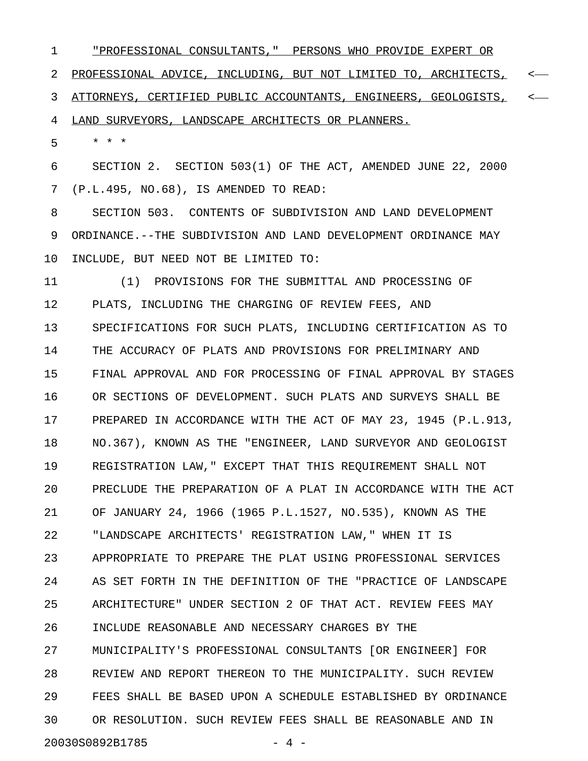"PROFESSIONAL CONSULTANTS," PERSONS WHO PROVIDE EXPERT OR PROFESSIONAL ADVICE, INCLUDING, BUT NOT LIMITED TO, ARCHITECTS, ATTORNEYS, CERTIFIED PUBLIC ACCOUNTANTS, ENGINEERS, GEOLOGISTS, LAND SURVEYORS, LANDSCAPE ARCHITECTS OR PLANNERS.

\* \* \*

SECTION 2. SECTION 503(1) OF THE ACT, AMENDED JUNE 22, 2000 (P.L.495, NO.68), IS AMENDED TO READ:

SECTION 503. CONTENTS OF SUBDIVISION AND LAND DEVELOPMENT ORDINANCE.--THE SUBDIVISION AND LAND DEVELOPMENT ORDINANCE MAY INCLUDE, BUT NEED NOT BE LIMITED TO:

(1) PROVISIONS FOR THE SUBMITTAL AND PROCESSING OF PLATS, INCLUDING THE CHARGING OF REVIEW FEES, AND SPECIFICATIONS FOR SUCH PLATS, INCLUDING CERTIFICATION AS TO THE ACCURACY OF PLATS AND PROVISIONS FOR PRELIMINARY AND FINAL APPROVAL AND FOR PROCESSING OF FINAL APPROVAL BY STAGES OR SECTIONS OF DEVELOPMENT. SUCH PLATS AND SURVEYS SHALL BE PREPARED IN ACCORDANCE WITH THE ACT OF MAY 23, 1945 (P.L.913, NO.367), KNOWN AS THE "ENGINEER, LAND SURVEYOR AND GEOLOGIST REGISTRATION LAW," EXCEPT THAT THIS REQUIREMENT SHALL NOT PRECLUDE THE PREPARATION OF A PLAT IN ACCORDANCE WITH THE ACT OF JANUARY 24, 1966 (1965 P.L.1527, NO.535), KNOWN AS THE "LANDSCAPE ARCHITECTS' REGISTRATION LAW," WHEN IT IS APPROPRIATE TO PREPARE THE PLAT USING PROFESSIONAL SERVICES AS SET FORTH IN THE DEFINITION OF THE "PRACTICE OF LANDSCAPE ARCHITECTURE" UNDER SECTION 2 OF THAT ACT. REVIEW FEES MAY INCLUDE REASONABLE AND NECESSARY CHARGES BY THE MUNICIPALITY'S PROFESSIONAL CONSULTANTS [OR ENGINEER] FOR REVIEW AND REPORT THEREON TO THE MUNICIPALITY. SUCH REVIEW FEES SHALL BE BASED UPON A SCHEDULE ESTABLISHED BY ORDINANCE OR RESOLUTION. SUCH REVIEW FEES SHALL BE REASONABLE AND IN

20030S0892B1785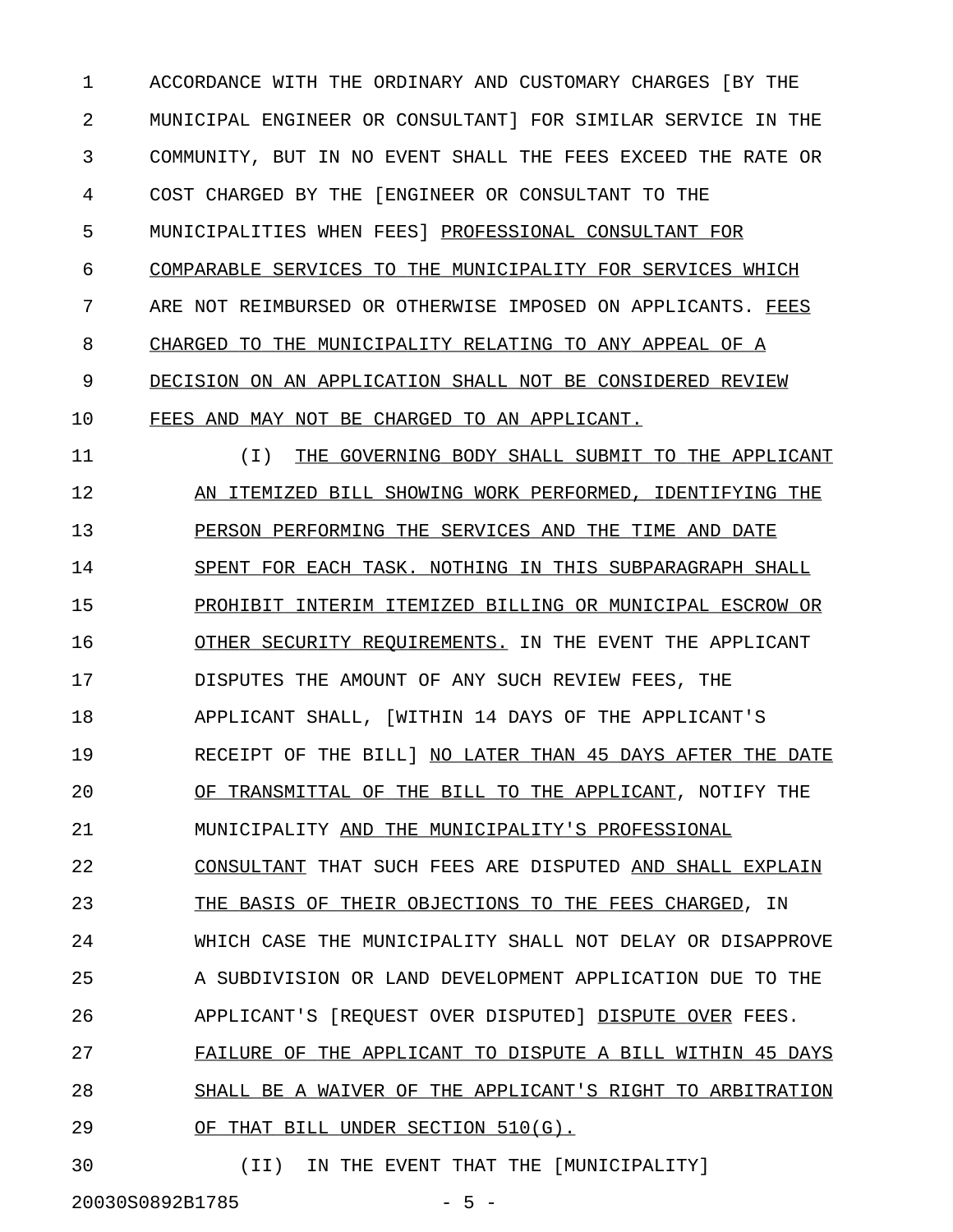ACCORDANCE WITH THE ORDINARY AND CUSTOMARY CHARGES [BY THE MUNICIPAL ENGINEER OR CONSULTANT] FOR SIMILAR SERVICE IN THE COMMUNITY, BUT IN NO EVENT SHALL THE FEES EXCEED THE RATE OR COST CHARGED BY THE [ENGINEER OR CONSULTANT TO THE MUNICIPALITIES WHEN FEES] PROFESSIONAL CONSULTANT FOR COMPARABLE SERVICES TO THE MUNICIPALITY FOR SERVICES WHICH ARE NOT REIMBURSED OR OTHERWISE IMPOSED ON APPLICANTS. FEES CHARGED TO THE MUNICIPALITY RELATING TO ANY APPEAL OF A DECISION ON AN APPLICATION SHALL NOT BE CONSIDERED REVIEW FEES AND MAY NOT BE CHARGED TO AN APPLICANT.

(I) THE GOVERNING BODY SHALL SUBMIT TO THE APPLICANT AN ITEMIZED BILL SHOWING WORK PERFORMED, IDENTIFYING THE PERSON PERFORMING THE SERVICES AND THE TIME AND DATE SPENT FOR EACH TASK. NOTHING IN THIS SUBPARAGRAPH SHALL PROHIBIT INTERIM ITEMIZED BILLING OR MUNICIPAL ESCROW OR OTHER SECURITY REQUIREMENTS. IN THE EVENT THE APPLICANT DISPUTES THE AMOUNT OF ANY SUCH REVIEW FEES, THE APPLICANT SHALL, [WITHIN 14 DAYS OF THE APPLICANT'S RECEIPT OF THE BILL] NO LATER THAN 45 DAYS AFTER THE DATE OF TRANSMITTAL OF THE BILL TO THE APPLICANT, NOTIFY THE MUNICIPALITY AND THE MUNICIPALITY'S PROFESSIONAL CONSULTANT THAT SUCH FEES ARE DISPUTED AND SHALL EXPLAIN THE BASIS OF THEIR OBJECTIONS TO THE FEES CHARGED, IN WHICH CASE THE MUNICIPALITY SHALL NOT DELAY OR DISAPPROVE A SUBDIVISION OR LAND DEVELOPMENT APPLICATION DUE TO THE APPLICANT'S [REQUEST OVER DISPUTED] DISPUTE OVER FEES. FAILURE OF THE APPLICANT TO DISPUTE A BILL WITHIN 45 DAYS SHALL BE A WAIVER OF THE APPLICANT'S RIGHT TO ARBITRATION OF THAT BILL UNDER SECTION 510(G).

(II) IN THE EVENT THAT THE [MUNICIPALITY]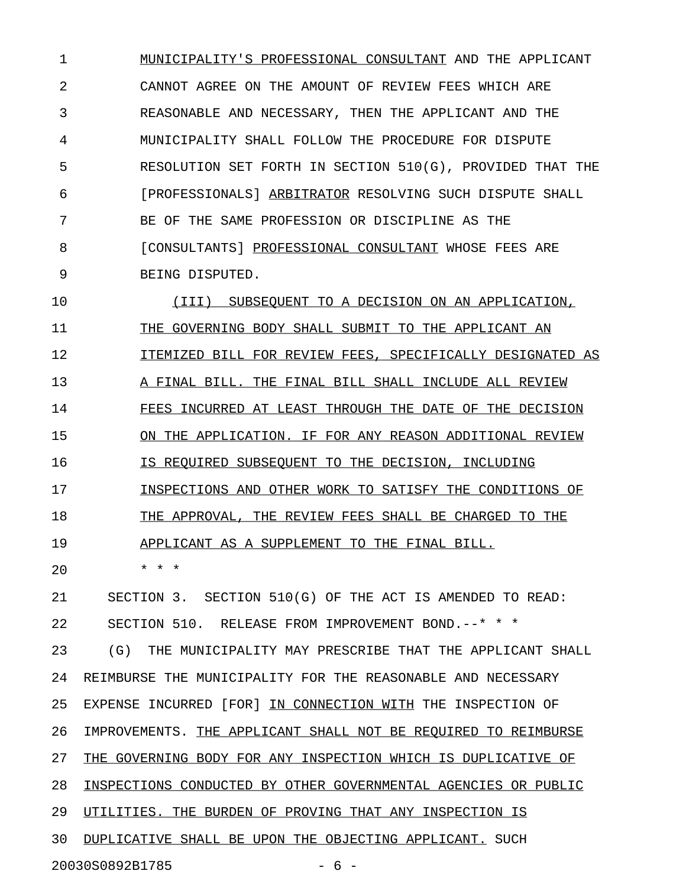MUNICIPALITY'S PROFESSIONAL CONSULTANT AND THE APPLICANT CANNOT AGREE ON THE AMOUNT OF REVIEW FEES WHICH ARE REASONABLE AND NECESSARY, THEN THE APPLICANT AND THE MUNICIPALITY SHALL FOLLOW THE PROCEDURE FOR DISPUTE RESOLUTION SET FORTH IN SECTION 510(G), PROVIDED THAT THE [PROFESSIONALS] ARBITRATOR RESOLVING SUCH DISPUTE SHALL BE OF THE SAME PROFESSION OR DISCIPLINE AS THE [CONSULTANTS] PROFESSIONAL CONSULTANT WHOSE FEES ARE BEING DISPUTED.

(III) SUBSEQUENT TO A DECISION ON AN APPLICATION, THE GOVERNING BODY SHALL SUBMIT TO THE APPLICANT AN ITEMIZED BILL FOR REVIEW FEES, SPECIFICALLY DESIGNATED AS A FINAL BILL. THE FINAL BILL SHALL INCLUDE ALL REVIEW FEES INCURRED AT LEAST THROUGH THE DATE OF THE DECISION ON THE APPLICATION. IF FOR ANY REASON ADDITIONAL REVIEW IS REQUIRED SUBSEQUENT TO THE DECISION, INCLUDING INSPECTIONS AND OTHER WORK TO SATISFY THE CONDITIONS OF THE APPROVAL, THE REVIEW FEES SHALL BE CHARGED TO THE APPLICANT AS A SUPPLEMENT TO THE FINAL BILL.

* * *

SECTION 3. SECTION 510(G) OF THE ACT IS AMENDED TO READ:

SECTION 510. RELEASE FROM IMPROVEMENT BOND.--* * *

(G) THE MUNICIPALITY MAY PRESCRIBE THAT THE APPLICANT SHALL REIMBURSE THE MUNICIPALITY FOR THE REASONABLE AND NECESSARY EXPENSE INCURRED [FOR] IN CONNECTION WITH THE INSPECTION OF IMPROVEMENTS. THE APPLICANT SHALL NOT BE REQUIRED TO REIMBURSE THE GOVERNING BODY FOR ANY INSPECTION WHICH IS DUPLICATIVE OF INSPECTIONS CONDUCTED BY OTHER GOVERNMENTAL AGENCIES OR PUBLIC UTILITIES. THE BURDEN OF PROVING THAT ANY INSPECTION IS DUPLICATIVE SHALL BE UPON THE OBJECTING APPLICANT. SUCH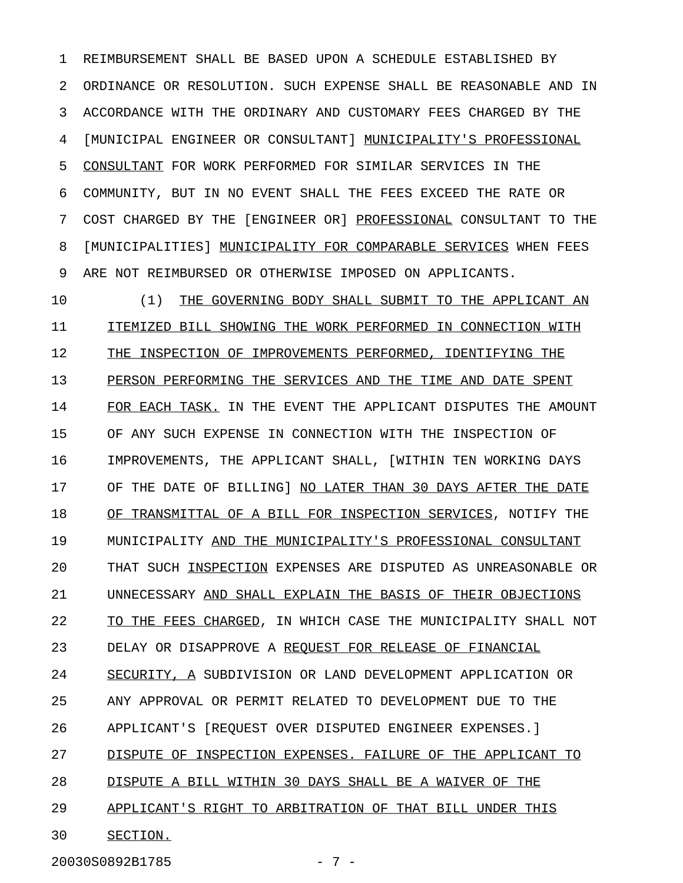REIMBURSEMENT SHALL BE BASED UPON A SCHEDULE ESTABLISHED BY ORDINANCE OR RESOLUTION. SUCH EXPENSE SHALL BE REASONABLE AND IN ACCORDANCE WITH THE ORDINARY AND CUSTOMARY FEES CHARGED BY THE [MUNICIPAL ENGINEER OR CONSULTANT] MUNICIPALITY'S PROFESSIONAL CONSULTANT FOR WORK PERFORMED FOR SIMILAR SERVICES IN THE COMMUNITY, BUT IN NO EVENT SHALL THE FEES EXCEED THE RATE OR COST CHARGED BY THE [ENGINEER OR] PROFESSIONAL CONSULTANT TO THE [MUNICIPALITIES] MUNICIPALITY FOR COMPARABLE SERVICES WHEN FEES ARE NOT REIMBURSED OR OTHERWISE IMPOSED ON APPLICANTS.

(1) THE GOVERNING BODY SHALL SUBMIT TO THE APPLICANT AN ITEMIZED BILL SHOWING THE WORK PERFORMED IN CONNECTION WITH THE INSPECTION OF IMPROVEMENTS PERFORMED, IDENTIFYING THE PERSON PERFORMING THE SERVICES AND THE TIME AND DATE SPENT FOR EACH TASK. IN THE EVENT THE APPLICANT DISPUTES THE AMOUNT OF ANY SUCH EXPENSE IN CONNECTION WITH THE INSPECTION OF IMPROVEMENTS, THE APPLICANT SHALL, [WITHIN TEN WORKING DAYS OF THE DATE OF BILLING] NO LATER THAN 30 DAYS AFTER THE DATE OF TRANSMITTAL OF A BILL FOR INSPECTION SERVICES, NOTIFY THE MUNICIPALITY AND THE MUNICIPALITY'S PROFESSIONAL CONSULTANT THAT SUCH INSPECTION EXPENSES ARE DISPUTED AS UNREASONABLE OR UNNECESSARY AND SHALL EXPLAIN THE BASIS OF THEIR OBJECTIONS TO THE FEES CHARGED, IN WHICH CASE THE MUNICIPALITY SHALL NOT DELAY OR DISAPPROVE A REQUEST FOR RELEASE OF FINANCIAL SECURITY, A SUBDIVISION OR LAND DEVELOPMENT APPLICATION OR ANY APPROVAL OR PERMIT RELATED TO DEVELOPMENT DUE TO THE APPLICANT'S [REQUEST OVER DISPUTED ENGINEER EXPENSES.] DISPUTE OF INSPECTION EXPENSES. FAILURE OF THE APPLICANT TO DISPUTE A BILL WITHIN 30 DAYS SHALL BE A WAIVER OF THE APPLICANT'S RIGHT TO ARBITRATION OF THAT BILL UNDER THIS SECTION.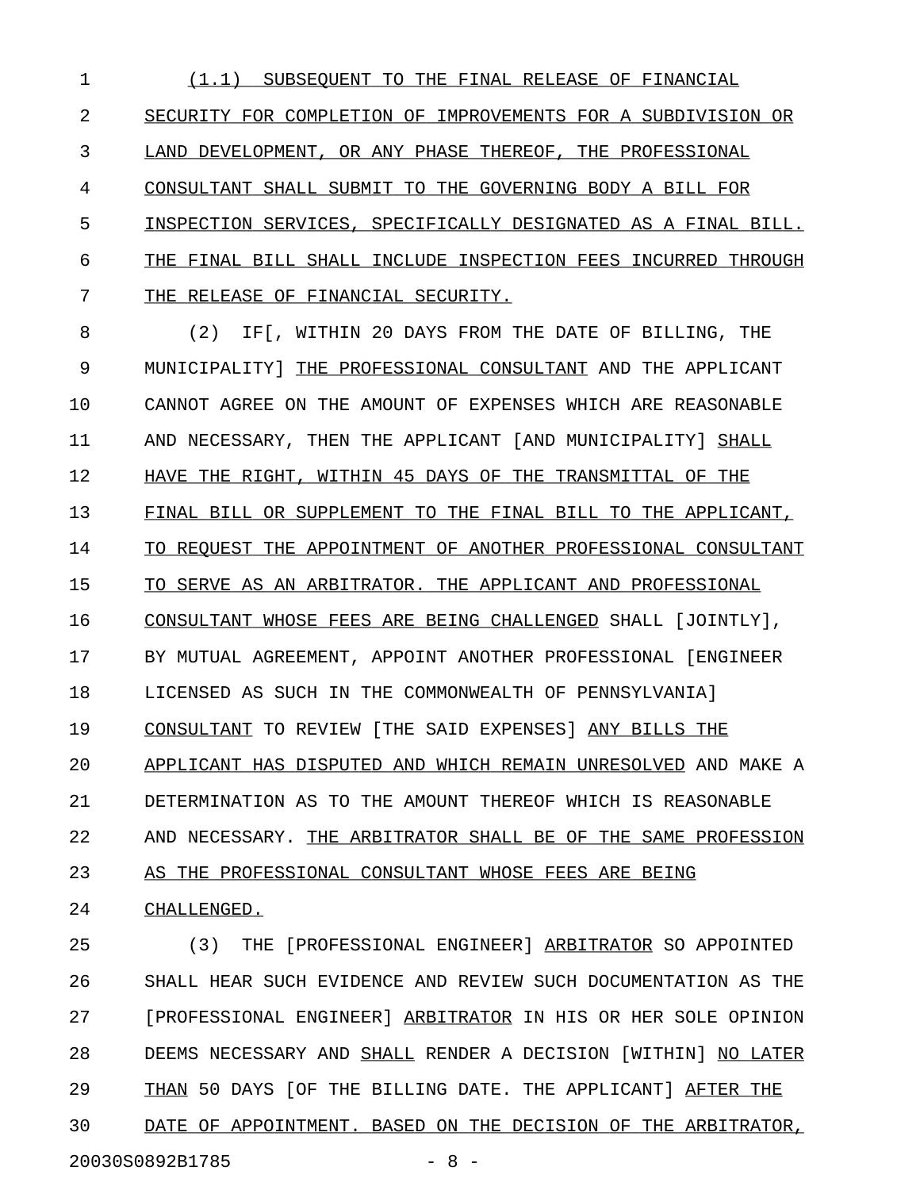(1.1) SUBSEQUENT TO THE FINAL RELEASE OF FINANCIAL SECURITY FOR COMPLETION OF IMPROVEMENTS FOR A SUBDIVISION OR LAND DEVELOPMENT, OR ANY PHASE THEREOF, THE PROFESSIONAL CONSULTANT SHALL SUBMIT TO THE GOVERNING BODY A BILL FOR INSPECTION SERVICES, SPECIFICALLY DESIGNATED AS A FINAL BILL. THE FINAL BILL SHALL INCLUDE INSPECTION FEES INCURRED THROUGH THE RELEASE OF FINANCIAL SECURITY.

(2) IF[, WITHIN 20 DAYS FROM THE DATE OF BILLING, THE MUNICIPALITY] THE PROFESSIONAL CONSULTANT AND THE APPLICANT CANNOT AGREE ON THE AMOUNT OF EXPENSES WHICH ARE REASONABLE AND NECESSARY, THEN THE APPLICANT [AND MUNICIPALITY] SHALL HAVE THE RIGHT, WITHIN 45 DAYS OF THE TRANSMITTAL OF THE FINAL BILL OR SUPPLEMENT TO THE FINAL BILL TO THE APPLICANT, TO REQUEST THE APPOINTMENT OF ANOTHER PROFESSIONAL CONSULTANT TO SERVE AS AN ARBITRATOR. THE APPLICANT AND PROFESSIONAL CONSULTANT WHOSE FEES ARE BEING CHALLENGED SHALL [JOINTLY], BY MUTUAL AGREEMENT, APPOINT ANOTHER PROFESSIONAL [ENGINEER LICENSED AS SUCH IN THE COMMONWEALTH OF PENNSYLVANIA] CONSULTANT TO REVIEW [THE SAID EXPENSES] ANY BILLS THE APPLICANT HAS DISPUTED AND WHICH REMAIN UNRESOLVED AND MAKE A DETERMINATION AS TO THE AMOUNT THEREOF WHICH IS REASONABLE AND NECESSARY. THE ARBITRATOR SHALL BE OF THE SAME PROFESSION AS THE PROFESSIONAL CONSULTANT WHOSE FEES ARE BEING CHALLENGED.

(3) THE [PROFESSIONAL ENGINEER] ARBITRATOR SO APPOINTED SHALL HEAR SUCH EVIDENCE AND REVIEW SUCH DOCUMENTATION AS THE [PROFESSIONAL ENGINEER] ARBITRATOR IN HIS OR HER SOLE OPINION DEEMS NECESSARY AND SHALL RENDER A DECISION [WITHIN] NO LATER THAN 50 DAYS [OF THE BILLING DATE. THE APPLICANT] AFTER THE DATE OF APPOINTMENT. BASED ON THE DECISION OF THE ARBITRATOR,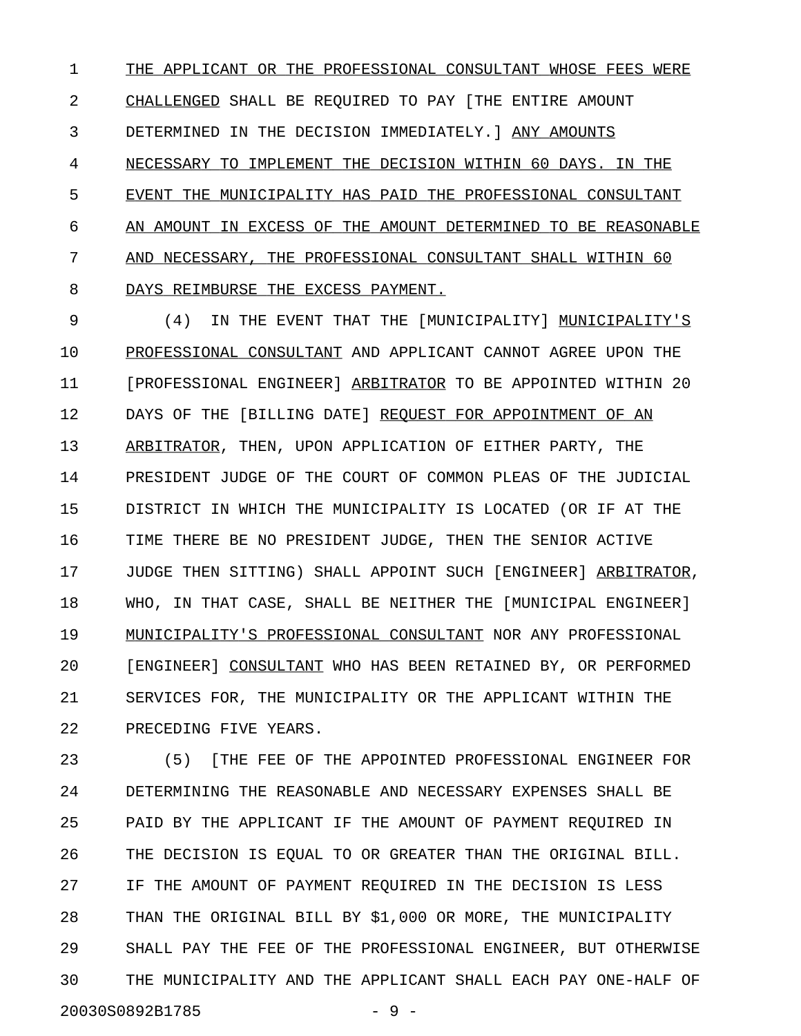THE APPLICANT OR THE PROFESSIONAL CONSULTANT WHOSE FEES WERE CHALLENGED SHALL BE REQUIRED TO PAY [THE ENTIRE AMOUNT DETERMINED IN THE DECISION IMMEDIATELY.] ANY AMOUNTS NECESSARY TO IMPLEMENT THE DECISION WITHIN 60 DAYS. IN THE EVENT THE MUNICIPALITY HAS PAID THE PROFESSIONAL CONSULTANT AN AMOUNT IN EXCESS OF THE AMOUNT DETERMINED TO BE REASONABLE AND NECESSARY, THE PROFESSIONAL CONSULTANT SHALL WITHIN 60 DAYS REIMBURSE THE EXCESS PAYMENT.

(4) IN THE EVENT THAT THE [MUNICIPALITY] MUNICIPALITY'S PROFESSIONAL CONSULTANT AND APPLICANT CANNOT AGREE UPON THE [PROFESSIONAL ENGINEER] ARBITRATOR TO BE APPOINTED WITHIN 20 DAYS OF THE [BILLING DATE] REQUEST FOR APPOINTMENT OF AN ARBITRATOR, THEN, UPON APPLICATION OF EITHER PARTY, THE PRESIDENT JUDGE OF THE COURT OF COMMON PLEAS OF THE JUDICIAL DISTRICT IN WHICH THE MUNICIPALITY IS LOCATED (OR IF AT THE TIME THERE BE NO PRESIDENT JUDGE, THEN THE SENIOR ACTIVE JUDGE THEN SITTING) SHALL APPOINT SUCH [ENGINEER] ARBITRATOR, WHO, IN THAT CASE, SHALL BE NEITHER THE [MUNICIPAL ENGINEER] MUNICIPALITY'S PROFESSIONAL CONSULTANT NOR ANY PROFESSIONAL [ENGINEER] CONSULTANT WHO HAS BEEN RETAINED BY, OR PERFORMED SERVICES FOR, THE MUNICIPALITY OR THE APPLICANT WITHIN THE PRECEDING FIVE YEARS.

(5) [THE FEE OF THE APPOINTED PROFESSIONAL ENGINEER FOR DETERMINING THE REASONABLE AND NECESSARY EXPENSES SHALL BE PAID BY THE APPLICANT IF THE AMOUNT OF PAYMENT REQUIRED IN THE DECISION IS EQUAL TO OR GREATER THAN THE ORIGINAL BILL. IF THE AMOUNT OF PAYMENT REQUIRED IN THE DECISION IS LESS THAN THE ORIGINAL BILL BY $1,000 OR MORE, THE MUNICIPALITY SHALL PAY THE FEE OF THE PROFESSIONAL ENGINEER, BUT OTHERWISE THE MUNICIPALITY AND THE APPLICANT SHALL EACH PAY ONE-HALF OF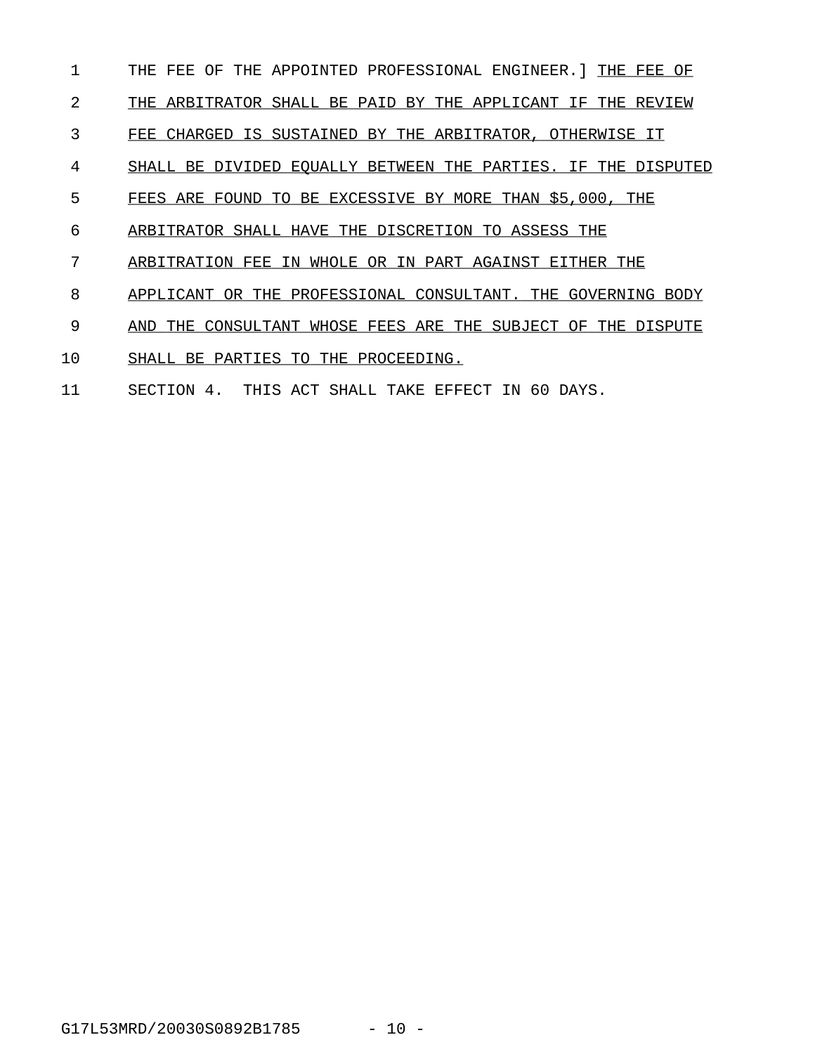THE FEE OF THE APPOINTED PROFESSIONAL ENGINEER.] THE FEE OF THE ARBITRATOR SHALL BE PAID BY THE APPLICANT IF THE REVIEW FEE CHARGED IS SUSTAINED BY THE ARBITRATOR, OTHERWISE IT SHALL BE DIVIDED EQUALLY BETWEEN THE PARTIES. IF THE DISPUTED FEES ARE FOUND TO BE EXCESSIVE BY MORE THAN $5,000, THE ARBITRATOR SHALL HAVE THE DISCRETION TO ASSESS THE ARBITRATION FEE IN WHOLE OR IN PART AGAINST EITHER THE APPLICANT OR THE PROFESSIONAL CONSULTANT. THE GOVERNING BODY AND THE CONSULTANT WHOSE FEES ARE THE SUBJECT OF THE DISPUTE SHALL BE PARTIES TO THE PROCEEDING.

SECTION 4. THIS ACT SHALL TAKE EFFECT IN 60 DAYS.

G17L53MRD/20030S0892B1785